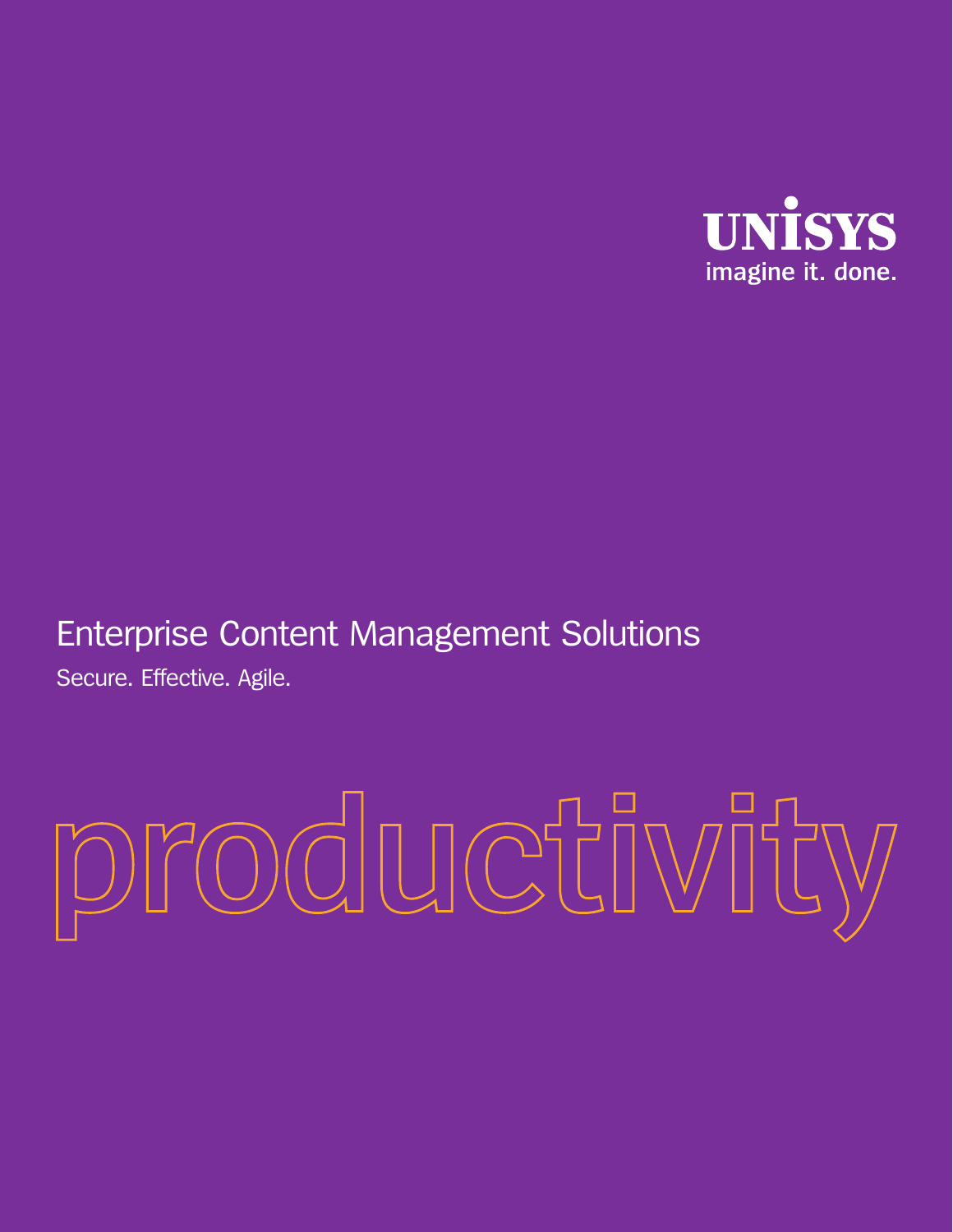UNISYS

imagine it. done.

# Enterprise Content Management Solutions

Secure. Effective. Agile.

productivity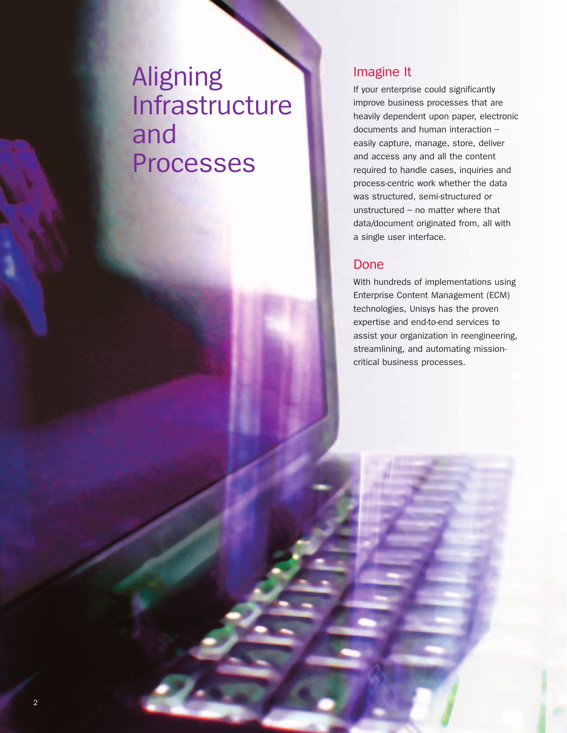# Aligning Infrastructure and Processes

## Imagine It

If your enterprise could significantly improve business processes that are heavily dependent upon paper, electronic documents and human interaction – easily capture, manage, store, deliver and access any and all the content required to handle cases, inquiries and process-centric work whether the data was structured, semi-structured or unstructured – no matter where that data/document originated from, all with a single user interface.

## Done

With hundreds of implementations using Enterprise Content Management (ECM) technologies, Unisys has the proven expertise and end-to-end services to assist your organization in reengineering, streamlining, and automating mission-critical business processes.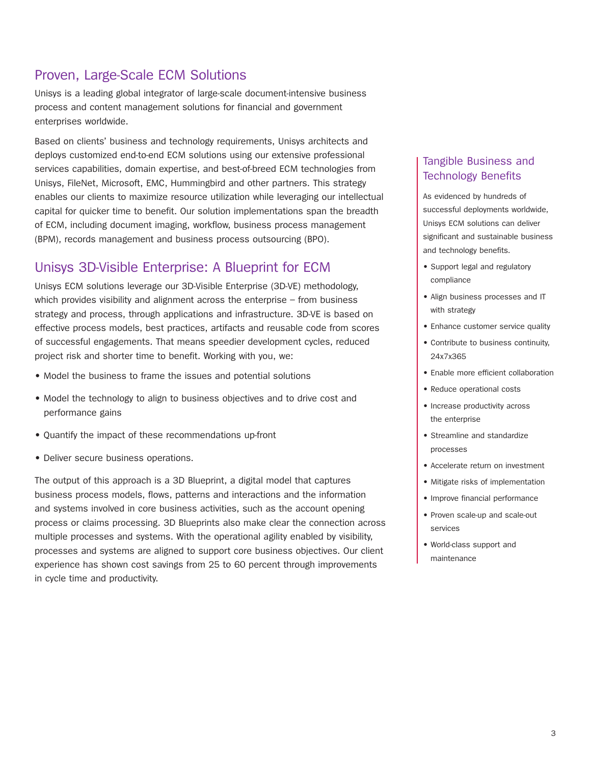## Proven, Large-Scale ECM Solutions

Unisys is a leading global integrator of large-scale document-intensive business process and content management solutions for financial and government enterprises worldwide.

Based on clients' business and technology requirements, Unisys architects and deploys customized end-to-end ECM solutions using our extensive professional services capabilities, domain expertise, and best-of-breed ECM technologies from Unisys, FileNet, Microsoft, EMC, Hummingbird and other partners. This strategy enables our clients to maximize resource utilization while leveraging our intellectual capital for quicker time to benefit. Our solution implementations span the breadth of ECM, including document imaging, workflow, business process management (BPM), records management and business process outsourcing (BPO).

## Unisys 3D-Visible Enterprise: A Blueprint for ECM

Unisys ECM solutions leverage our 3D-Visible Enterprise (3D-VE) methodology, which provides visibility and alignment across the enterprise – from business strategy and process, through applications and infrastructure. 3D-VE is based on effective process models, best practices, artifacts and reusable code from scores of successful engagements. That means speedier development cycles, reduced project risk and shorter time to benefit. Working with you, we:

- Model the business to frame the issues and potential solutions
- Model the technology to align to business objectives and to drive cost and performance gains
- Quantify the impact of these recommendations up-front
- Deliver secure business operations.

The output of this approach is a 3D Blueprint, a digital model that captures business process models, flows, patterns and interactions and the information and systems involved in core business activities, such as the account opening process or claims processing. 3D Blueprints also make clear the connection across multiple processes and systems. With the operational agility enabled by visibility, processes and systems are aligned to support core business objectives. Our client experience has shown cost savings from 25 to 60 percent through improvements in cycle time and productivity.

### Tangible Business and Technology Benefits

As evidenced by hundreds of successful deployments worldwide, Unisys ECM solutions can deliver significant and sustainable business and technology benefits.

- Support legal and regulatory compliance
- Align business processes and IT with strategy
- Enhance customer service quality
- Contribute to business continuity, 24x7x365
- Enable more efficient collaboration
- Reduce operational costs
- Increase productivity across the enterprise
- Streamline and standardize processes
- Accelerate return on investment
- Mitigate risks of implementation
- Improve financial performance
- Proven scale-up and scale-out services
- World-class support and maintenance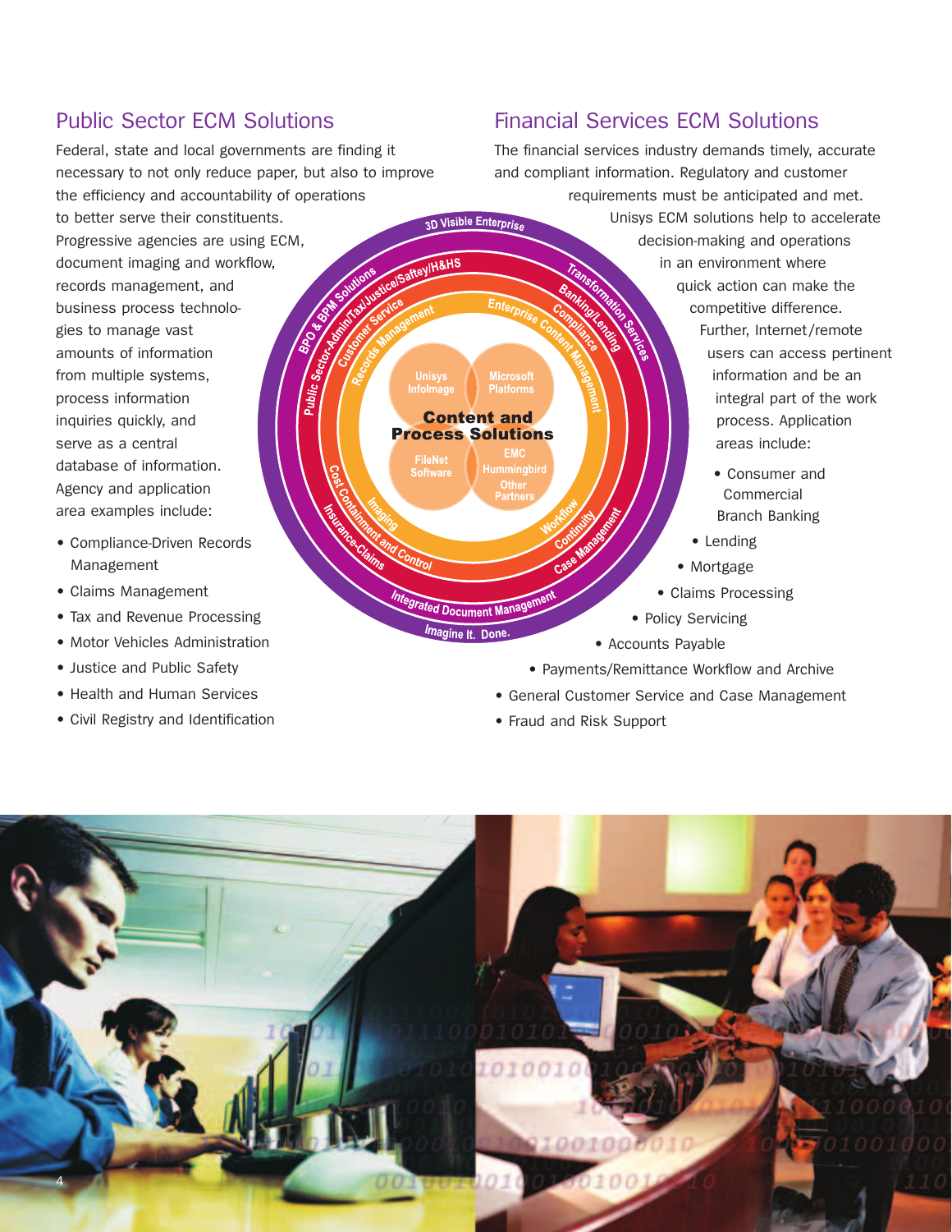## Public Sector ECM Solutions

Federal, state and local governments are finding it necessary to not only reduce paper, but also to improve the efficiency and accountability of operations to better serve their constituents. Progressive agencies are using ECM, document imaging and workflow, records management, and business process technologies to manage vast amounts of information from multiple systems, process information inquiries quickly, and serve as a central database of information. Agency and application area examples include:

- Compliance-Driven Records Management
- Claims Management
- Tax and Revenue Processing
- Motor Vehicles Administration
- Justice and Public Safety
- Health and Human Services
- Civil Registry and Identification

## Financial Services ECM Solutions

The financial services industry demands timely, accurate and compliant information. Regulatory and customer requirements must be anticipated and met. Unisys ECM solutions help to accelerate decision-making and operations in an environment where quick action can make the competitive difference. Further, Internet/remote users can access pertinent information and be an integral part of the work process. Application areas include:

- Consumer and Commercial Branch Banking
- Lending
- Mortgage
- Claims Processing
- Policy Servicing
- Accounts Payable
- Payments/Remittance Workflow and Archive
- General Customer Service and Case Management
- Fraud and Risk Support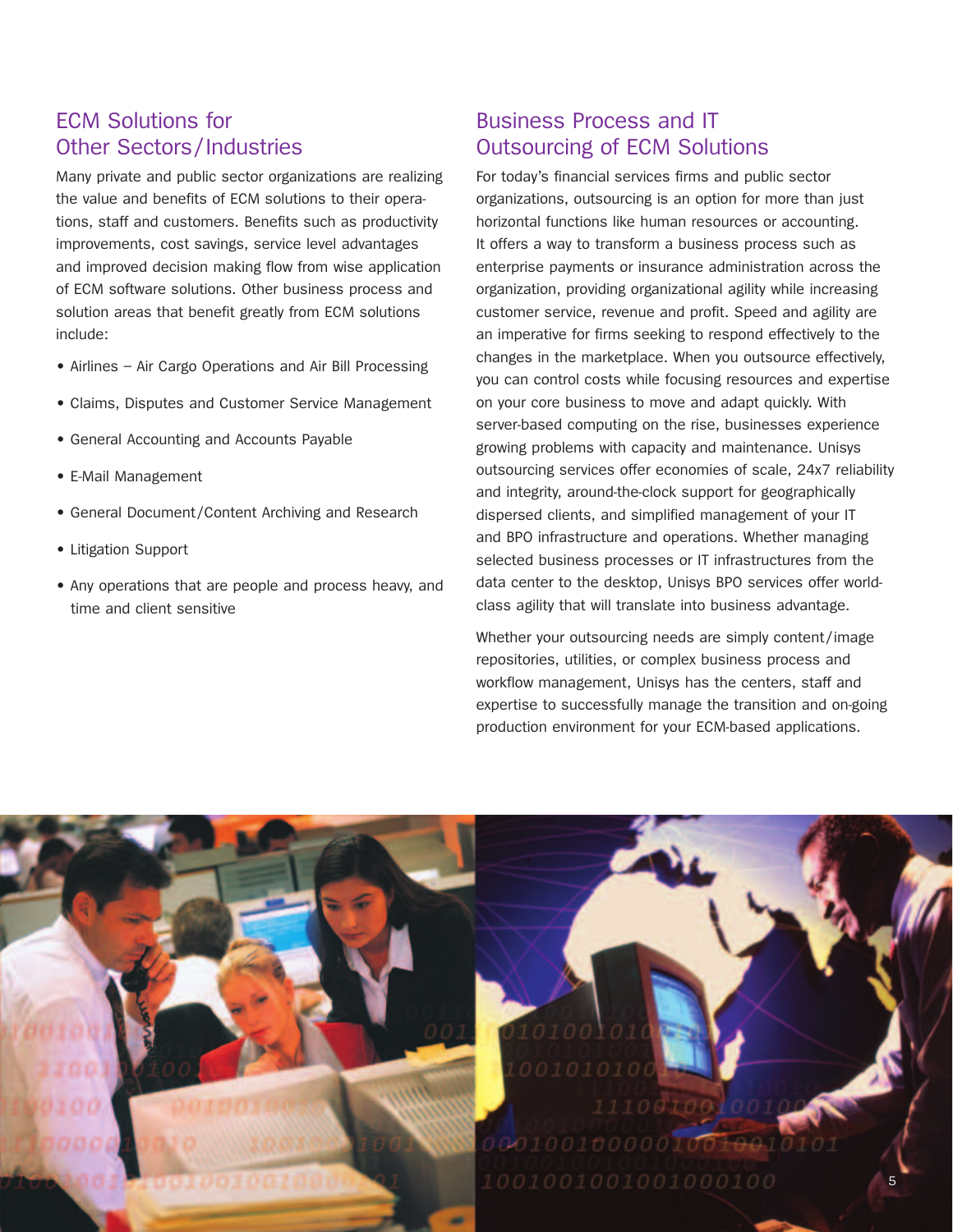## ECM Solutions for Other Sectors/Industries

Many private and public sector organizations are realizing the value and benefits of ECM solutions to their operations, staff and customers. Benefits such as productivity improvements, cost savings, service level advantages and improved decision making flow from wise application of ECM software solutions. Other business process and solution areas that benefit greatly from ECM solutions include:

- Airlines – Air Cargo Operations and Air Bill Processing
- Claims, Disputes and Customer Service Management
- General Accounting and Accounts Payable
- E-Mail Management
- General Document/Content Archiving and Research
- Litigation Support
- Any operations that are people and process heavy, and time and client sensitive

## Business Process and IT Outsourcing of ECM Solutions

For today's financial services firms and public sector organizations, outsourcing is an option for more than just horizontal functions like human resources or accounting. It offers a way to transform a business process such as enterprise payments or insurance administration across the organization, providing organizational agility while increasing customer service, revenue and profit. Speed and agility are an imperative for firms seeking to respond effectively to the changes in the marketplace. When you outsource effectively, you can control costs while focusing resources and expertise on your core business to move and adapt quickly. With server-based computing on the rise, businesses experience growing problems with capacity and maintenance. Unisys outsourcing services offer economies of scale, 24x7 reliability and integrity, around-the-clock support for geographically dispersed clients, and simplified management of your IT and BPO infrastructure and operations. Whether managing selected business processes or IT infrastructures from the data center to the desktop, Unisys BPO services offer world-class agility that will translate into business advantage.

Whether your outsourcing needs are simply content/image repositories, utilities, or complex business process and workflow management, Unisys has the centers, staff and expertise to successfully manage the transition and on-going production environment for your ECM-based applications.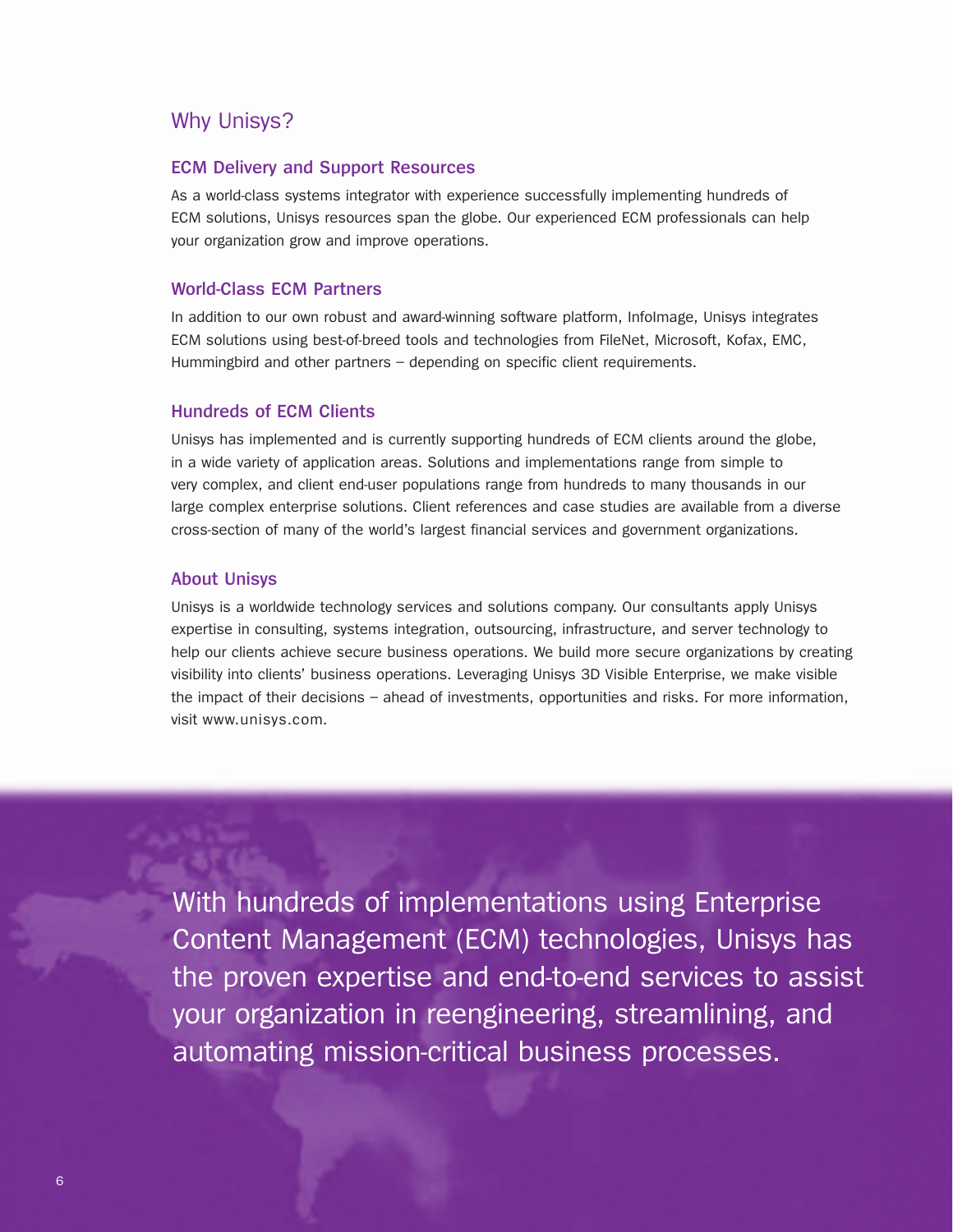## Why Unisys?

### ECM Delivery and Support Resources

As a world-class systems integrator with experience successfully implementing hundreds of ECM solutions, Unisys resources span the globe. Our experienced ECM professionals can help your organization grow and improve operations.

### World-Class ECM Partners

In addition to our own robust and award-winning software platform, InfoImage, Unisys integrates ECM solutions using best-of-breed tools and technologies from FileNet, Microsoft, Kofax, EMC, Hummingbird and other partners – depending on specific client requirements.

### Hundreds of ECM Clients

Unisys has implemented and is currently supporting hundreds of ECM clients around the globe, in a wide variety of application areas. Solutions and implementations range from simple to very complex, and client end-user populations range from hundreds to many thousands in our large complex enterprise solutions. Client references and case studies are available from a diverse cross-section of many of the world's largest financial services and government organizations.

### About Unisys

Unisys is a worldwide technology services and solutions company. Our consultants apply Unisys expertise in consulting, systems integration, outsourcing, infrastructure, and server technology to help our clients achieve secure business operations. We build more secure organizations by creating visibility into clients' business operations. Leveraging Unisys 3D Visible Enterprise, we make visible the impact of their decisions – ahead of investments, opportunities and risks. For more information, visit www.unisys.com.

With hundreds of implementations using Enterprise Content Management (ECM) technologies, Unisys has the proven expertise and end-to-end services to assist your organization in reengineering, streamlining, and automating mission-critical business processes.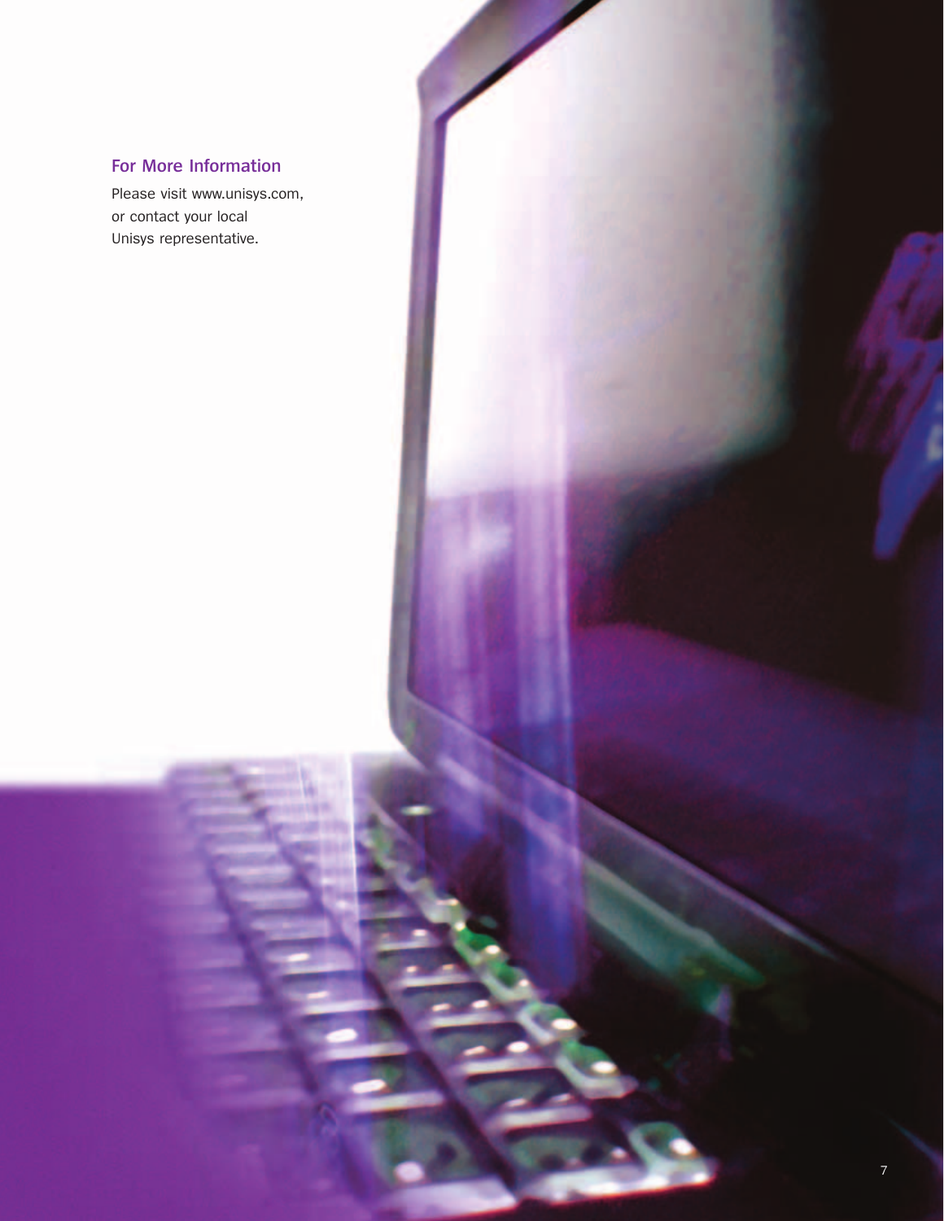## For More Information

Please visit www.unisys.com, or contact your local Unisys representative.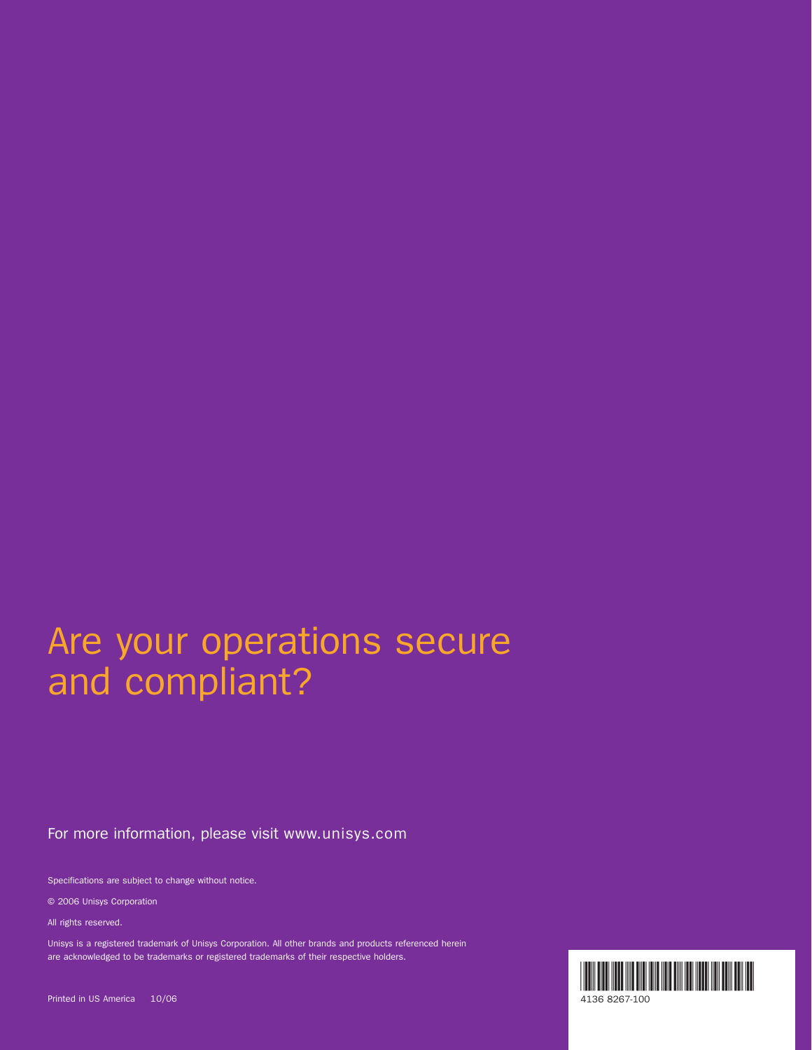# Are your operations secure and compliant?

For more information, please visit www.unisys.com

Specifications are subject to change without notice.

© 2006 Unisys Corporation

All rights reserved.

Unisys is a registered trademark of Unisys Corporation. All other brands and products referenced herein are acknowledged to be trademarks or registered trademarks of their respective holders.

Printed in US America 10/06

4136 8267-100